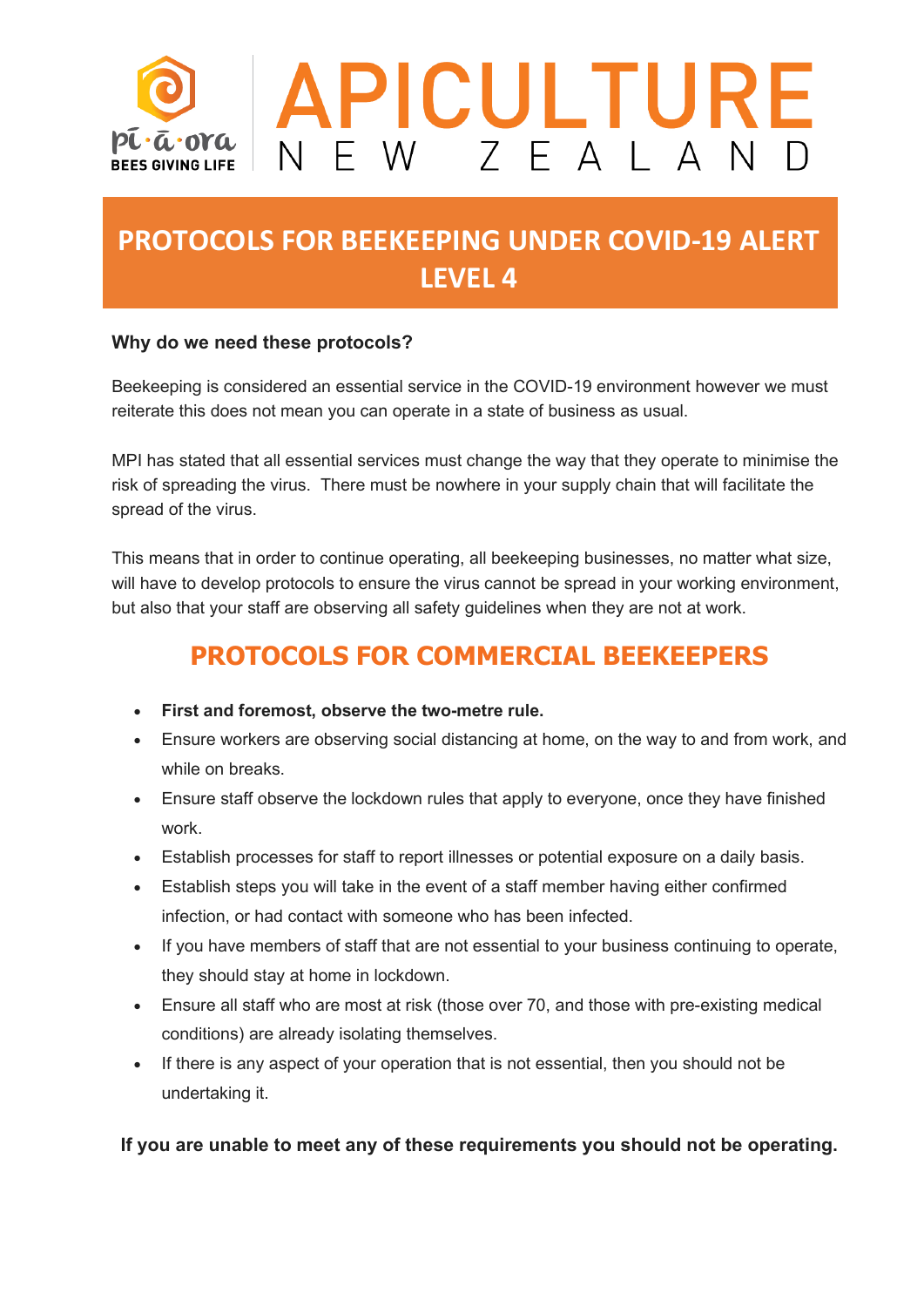pī·ā·ora
BEES GIVING LIFE

APICULTURE
NEW ZEALAND

# PROTOCOLS FOR BEEKEEPING UNDER COVID-19 ALERT LEVEL 4

**Why do we need these protocols?**

Beekeeping is considered an essential service in the COVID-19 environment however we must reiterate this does not mean you can operate in a state of business as usual.

MPI has stated that all essential services must change the way that they operate to minimise the risk of spreading the virus. There must be nowhere in your supply chain that will facilitate the spread of the virus.

This means that in order to continue operating, all beekeeping businesses, no matter what size, will have to develop protocols to ensure the virus cannot be spread in your working environment, but also that your staff are observing all safety guidelines when they are not at work.

## PROTOCOLS FOR COMMERCIAL BEEKEEPERS

- **First and foremost, observe the two-metre rule.**
- Ensure workers are observing social distancing at home, on the way to and from work, and while on breaks.
- Ensure staff observe the lockdown rules that apply to everyone, once they have finished work.
- Establish processes for staff to report illnesses or potential exposure on a daily basis.
- Establish steps you will take in the event of a staff member having either confirmed infection, or had contact with someone who has been infected.
- If you have members of staff that are not essential to your business continuing to operate, they should stay at home in lockdown.
- Ensure all staff who are most at risk (those over 70, and those with pre-existing medical conditions) are already isolating themselves.
- If there is any aspect of your operation that is not essential, then you should not be undertaking it.

**If you are unable to meet any of these requirements you should not be operating.**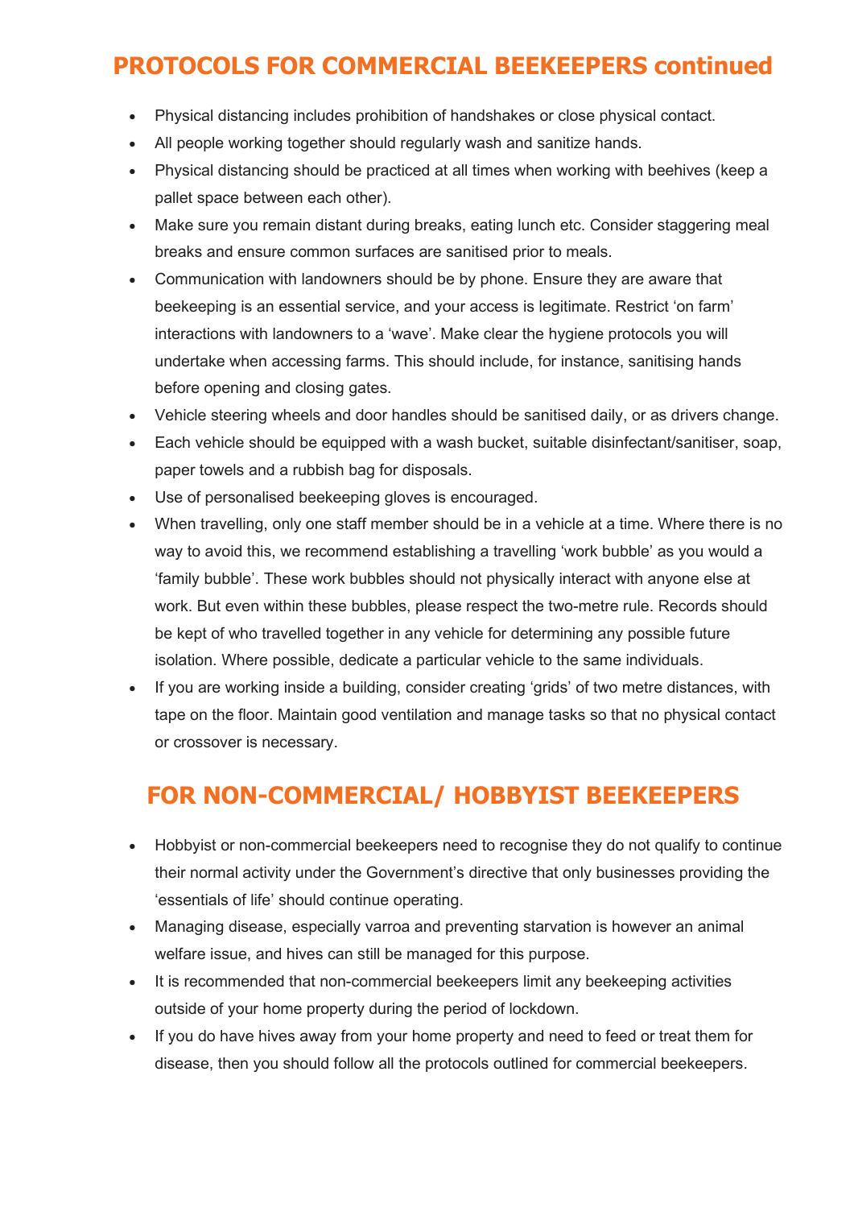## PROTOCOLS FOR COMMERCIAL BEEKEEPERS continued

- Physical distancing includes prohibition of handshakes or close physical contact.
- All people working together should regularly wash and sanitize hands.
- Physical distancing should be practiced at all times when working with beehives (keep a pallet space between each other).
- Make sure you remain distant during breaks, eating lunch etc. Consider staggering meal breaks and ensure common surfaces are sanitised prior to meals.
- Communication with landowners should be by phone. Ensure they are aware that beekeeping is an essential service, and your access is legitimate. Restrict 'on farm' interactions with landowners to a 'wave'. Make clear the hygiene protocols you will undertake when accessing farms. This should include, for instance, sanitising hands before opening and closing gates.
- Vehicle steering wheels and door handles should be sanitised daily, or as drivers change.
- Each vehicle should be equipped with a wash bucket, suitable disinfectant/sanitiser, soap, paper towels and a rubbish bag for disposals.
- Use of personalised beekeeping gloves is encouraged.
- When travelling, only one staff member should be in a vehicle at a time. Where there is no way to avoid this, we recommend establishing a travelling 'work bubble' as you would a 'family bubble'. These work bubbles should not physically interact with anyone else at work. But even within these bubbles, please respect the two-metre rule. Records should be kept of who travelled together in any vehicle for determining any possible future isolation. Where possible, dedicate a particular vehicle to the same individuals.
- If you are working inside a building, consider creating 'grids' of two metre distances, with tape on the floor. Maintain good ventilation and manage tasks so that no physical contact or crossover is necessary.

## FOR NON-COMMERCIAL/ HOBBYIST BEEKEEPERS

- Hobbyist or non-commercial beekeepers need to recognise they do not qualify to continue their normal activity under the Government's directive that only businesses providing the 'essentials of life' should continue operating.
- Managing disease, especially varroa and preventing starvation is however an animal welfare issue, and hives can still be managed for this purpose.
- It is recommended that non-commercial beekeepers limit any beekeeping activities outside of your home property during the period of lockdown.
- If you do have hives away from your home property and need to feed or treat them for disease, then you should follow all the protocols outlined for commercial beekeepers.